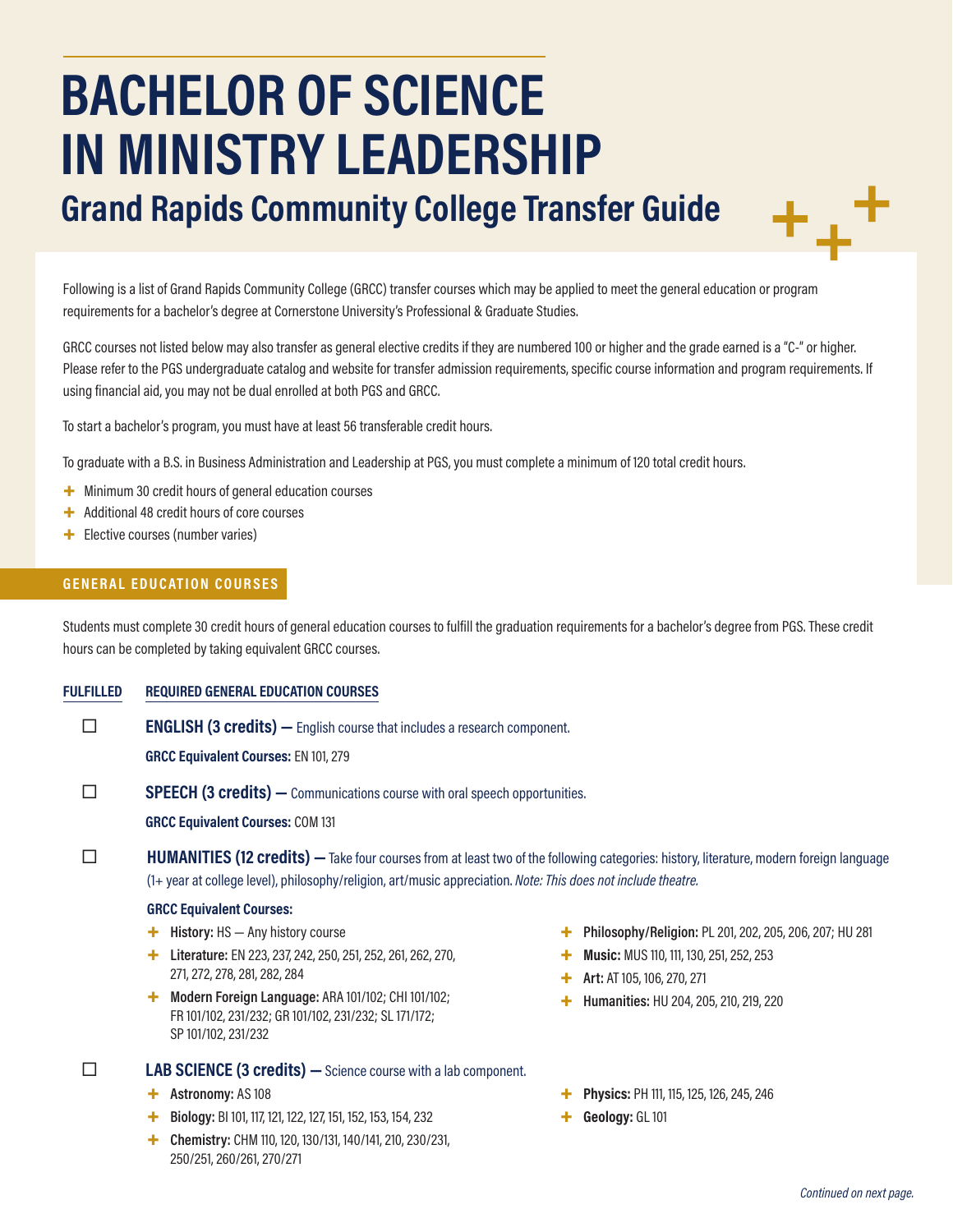# BACHELOR OF SCIENCE IN MINISTRY LEADERSHIP

## Grand Rapids Community College Transfer Guide

Following is a list of Grand Rapids Community College (GRCC) transfer courses which may be applied to meet the general education or program requirements for a bachelor's degree at Cornerstone University's Professional & Graduate Studies.

GRCC courses not listed below may also transfer as general elective credits if they are numbered 100 or higher and the grade earned is a "C-" or higher. Please refer to the PGS undergraduate catalog and website for transfer admission requirements, specific course information and program requirements. If using financial aid, you may not be dual enrolled at both PGS and GRCC.

To start a bachelor's program, you must have at least 56 transferable credit hours.

To graduate with a B.S. in Business Administration and Leadership at PGS, you must complete a minimum of 120 total credit hours.

- Minimum 30 credit hours of general education courses
- Additional 48 credit hours of core courses
- Elective courses (number varies)

### GENERAL EDUCATION COURSES

Students must complete 30 credit hours of general education courses to fulfill the graduation requirements for a bachelor's degree from PGS. These credit hours can be completed by taking equivalent GRCC courses.

**FULFILLED** | **REQUIRED GENERAL EDUCATION COURSES**

☐ **ENGLISH (3 credits) —** English course that includes a research component.

**GRCC Equivalent Courses:** EN 101, 279

☐ **SPEECH (3 credits) —** Communications course with oral speech opportunities.

**GRCC Equivalent Courses:** COM 131

☐ **HUMANITIES (12 credits) —** Take four courses from at least two of the following categories: history, literature, modern foreign language (1+ year at college level), philosophy/religion, art/music appreciation. *Note: This does not include theatre.*

**GRCC Equivalent Courses:**

- **History:** HS — Any history course
- **Literature:** EN 223, 237, 242, 250, 251, 252, 261, 262, 270, 271, 272, 278, 281, 282, 284
- **Modern Foreign Language:** ARA 101/102; CHI 101/102; FR 101/102, 231/232; GR 101/102, 231/232; SL 171/172; SP 101/102, 231/232
- **Philosophy/Religion:** PL 201, 202, 205, 206, 207; HU 281
- **Music:** MUS 110, 111, 130, 251, 252, 253
- **Art:** AT 105, 106, 270, 271
- **Humanities:** HU 204, 205, 210, 219, 220

☐ **LAB SCIENCE (3 credits) —** Science course with a lab component.

- **Astronomy:** AS 108
- **Biology:** BI 101, 117, 121, 122, 127, 151, 152, 153, 154, 232
- **Chemistry:** CHM 110, 120, 130/131, 140/141, 210, 230/231, 250/251, 260/261, 270/271
- **Physics:** PH 111, 115, 125, 126, 245, 246
- **Geology:** GL 101

*Continued on next page.*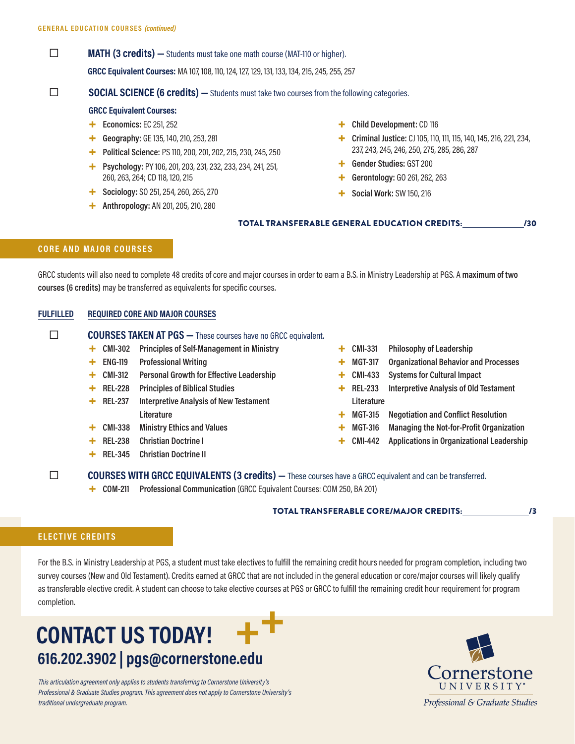GENERAL EDUCATION COURSES *(continued)*

☐ **MATH (3 credits) —** Students must take one math course (MAT-110 or higher).

**GRCC Equivalent Courses:** MA 107, 108, 110, 124, 127, 129, 131, 133, 134, 215, 245, 255, 257

☐ **SOCIAL SCIENCE (6 credits) —** Students must take two courses from the following categories.

**GRCC Equivalent Courses:**

- **Economics:** EC 251, 252
- **Geography:** GE 135, 140, 210, 253, 281
- **Political Science:** PS 110, 200, 201, 202, 215, 230, 245, 250
- **Psychology:** PY 106, 201, 203, 231, 232, 233, 234, 241, 251, 260, 263, 264; CD 118, 120, 215
- **Sociology:** SO 251, 254, 260, 265, 270
- **Anthropology:** AN 201, 205, 210, 280
- **Child Development:** CD 116
- **Criminal Justice:** CJ 105, 110, 111, 115, 140, 145, 216, 221, 234, 237, 243, 245, 246, 250, 275, 285, 286, 287
- **Gender Studies:** GST 200
- **Gerontology:** GO 261, 262, 263
- **Social Work:** SW 150, 216

**TOTAL TRANSFERABLE GENERAL EDUCATION CREDITS:\_\_\_\_\_\_\_\_\_\_/30**

## CORE AND MAJOR COURSES

GRCC students will also need to complete 48 credits of core and major courses in order to earn a B.S. in Ministry Leadership at PGS. A **maximum of two courses (6 credits)** may be transferred as equivalents for specific courses.

**FULFILLED** **REQUIRED CORE AND MAJOR COURSES**

☐ **COURSES TAKEN AT PGS —** These courses have no GRCC equivalent.

- **CMI-302** Principles of Self-Management in Ministry
- **ENG-119** Professional Writing
- **CMI-312** Personal Growth for Effective Leadership
- **REL-228** Principles of Biblical Studies
- **REL-237** Interpretive Analysis of New Testament Literature
- **CMI-338** Ministry Ethics and Values
- **REL-238** Christian Doctrine I
- **REL-345** Christian Doctrine II
- **CMI-331** Philosophy of Leadership
- **MGT-317** Organizational Behavior and Processes
- **CMI-433** Systems for Cultural Impact
- **REL-233** Interpretive Analysis of Old Testament Literature
- **MGT-315** Negotiation and Conflict Resolution
- **MGT-316** Managing the Not-for-Profit Organization
- **CMI-442** Applications in Organizational Leadership

☐ **COURSES WITH GRCC EQUIVALENTS (3 credits) —** These courses have a GRCC equivalent and can be transferred.

- **COM-211** **Professional Communication** (GRCC Equivalent Courses: COM 250, BA 201)

**TOTAL TRANSFERABLE CORE/MAJOR CREDITS:\_\_\_\_\_\_\_\_\_\_/3**

## ELECTIVE CREDITS

For the B.S. in Ministry Leadership at PGS, a student must take electives to fulfill the remaining credit hours needed for program completion, including two survey courses (New and Old Testament). Credits earned at GRCC that are not included in the general education or core/major courses will likely qualify as transferable elective credit. A student can choose to take elective courses at PGS or GRCC to fulfill the remaining credit hour requirement for program completion.

# CONTACT US TODAY!

## 616.202.3902 | pgs@cornerstone.edu

*This articulation agreement only applies to students transferring to Cornerstone University's Professional & Graduate Studies program. This agreement does not apply to Cornerstone University's traditional undergraduate program.*

Cornerstone UNIVERSITY®
*Professional & Graduate Studies*